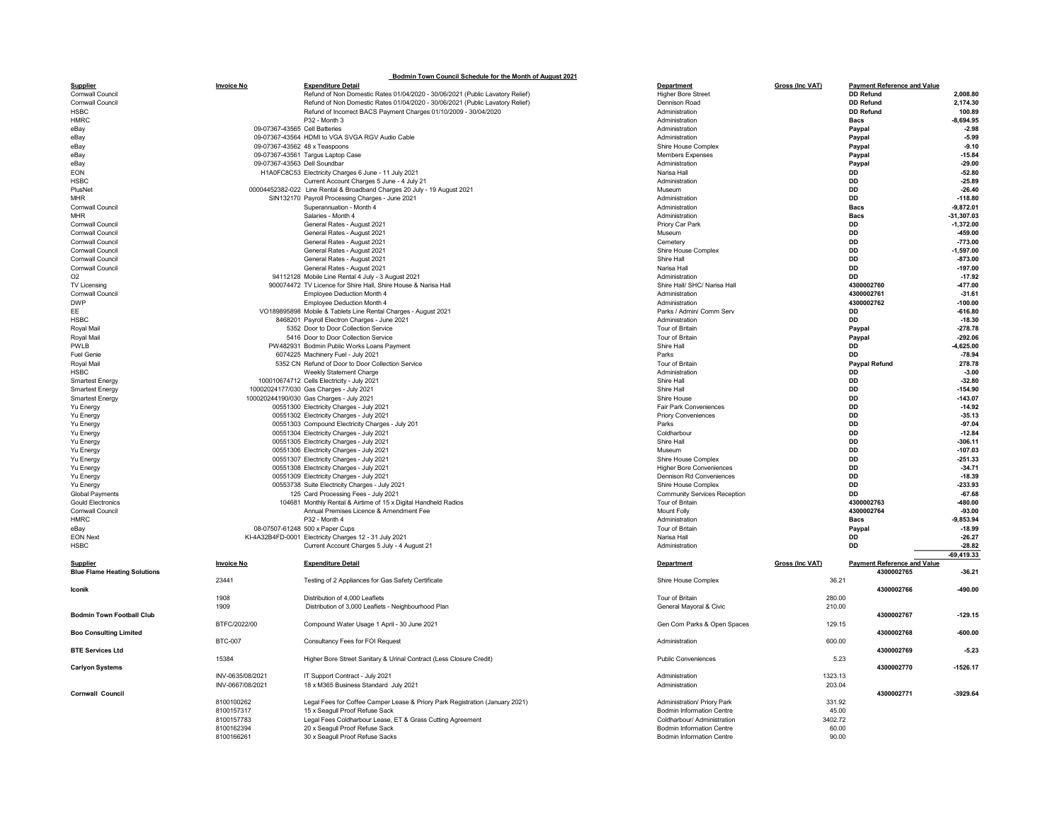## Bodmin Town Council Schedule for the Month of August 2021

| Supplier | Invoice No | Expenditure Detail | Department | Gross (Inc VAT) | Payment Reference and Value | |
|---|---|---|---|---|---|---|
| Cornwall Council | | Refund of Non Domestic Rates 01/04/2020 - 30/06/2021 (Public Lavatory Relief) | Higher Bore Street | | DD Refund | 2,008.80 |
| Cornwall Council | | Refund of Non Domestic Rates 01/04/2020 - 30/06/2021 (Public Lavatory Relief) | Dennison Road | | DD Refund | 2,174.30 |
| HSBC | | Refund of Incorrect BACS Payment Charges 01/10/2009 - 30/04/2020 | Administration | | DD Refund | 100.89 |
| HMRC | | P32 - Month 3 | Administration | | Bacs | -8,694.95 |
| eBay | 09-07367-43565 | Cell Batteries | Administration | | Paypal | -2.98 |
| eBay | 09-07367-43564 | HDMI to VGA SVGA RGV Audio Cable | Administration | | Paypal | -5.99 |
| eBay | 09-07367-43562 | 48 x Teaspoons | Shire House Complex | | Paypal | -9.10 |
| eBay | 09-07367-43561 | Targus Laptop Case | Members Expenses | | Paypal | -15.84 |
| eBay | 09-07367-43563 | Dell Soundbar | Administration | | Paypal | -29.00 |
| EON | H1A0FC8C53 | Electricity Charges 6 June - 11 July 2021 | Narisa Hall | | DD | -52.80 |
| HSBC | | Current Account Charges 5 June - 4 July 21 | Administration | | DD | -25.89 |
| PlusNet | 00004452382-022 | Line Rental & Broadband Charges 20 July - 19 August 2021 | Museum | | DD | -26.40 |
| MHR | SIN132170 | Payroll Processing Charges - June 2021 | Administration | | DD | -118.80 |
| Cornwall Council | | Superannuation - Month 4 | Administration | | Bacs | -9,872.01 |
| MHR | | Salaries - Month 4 | Administration | | Bacs | -31,307.03 |
| Cornwall Council | | General Rates - August 2021 | Priory Car Park | | DD | -1,372.00 |
| Cornwall Council | | General Rates - August 2021 | Museum | | DD | -459.00 |
| Cornwall Council | | General Rates - August 2021 | Cemetery | | DD | -773.00 |
| Cornwall Council | | General Rates - August 2021 | Shire House Complex | | DD | -1,597.00 |
| Cornwall Council | | General Rates - August 2021 | Shire Hall | | DD | -873.00 |
| Cornwall Council | | General Rates - August 2021 | Narisa Hall | | DD | -197.00 |
| O2 | 94112128 | Mobile Line Rental 4 July - 3 August 2021 | Administration | | DD | -17.92 |
| TV Licensing | 900074472 | TV Licence for Shire Hall, Shire House & Narisa Hall | Shire Hall/ SHC/ Narisa Hall | | 4300002760 | -477.00 |
| Cornwall Council | | Employee Deduction Month 4 | Administration | | 4300002761 | -31.61 |
| DWP | | Employee Deduction Month 4 | Administration | | 4300002762 | -100.00 |
| EE | VO189895898 | Mobile & Tablets Line Rental Charges - August 2021 | Parks / Admin/ Comm Serv | | DD | -616.80 |
| HSBC | 8468201 | Payroll Electron Charges - June 2021 | Administration | | DD | -18.30 |
| Royal Mail | 5352 | Door to Door Collection Service | Tour of Britain | | Paypal | -278.78 |
| Royal Mail | 5416 | Door to Door Collection Service | Tour of Britain | | Paypal | -292.06 |
| PWLB | PW482931 | Bodmin Public Works Loans Payment | Shire Hall | | DD | -4,625.00 |
| Fuel Genie | 6074225 | Machinery Fuel - July 2021 | Parks | | DD | -78.94 |
| Royal Mail | 5352 CN | Refund of Door to Door Collection Service | Tour of Britain | | Paypal Refund | 278.78 |
| HSBC | | Weekly Statement Charge | Administration | | DD | -3.00 |
| Smartest Energy | 100010674712 | Cells Electricity - July 2021 | Shire Hall | | DD | -32.80 |
| Smartest Energy | 10002024177/030 | Gas Charges - July 2021 | Shire Hall | | DD | -154.90 |
| Smartest Energy | 100020244190/030 | Gas Charges - July 2021 | Shire House | | DD | -143.07 |
| Yu Energy | 00551300 | Electricity Charges - July 2021 | Fair Park Conveniences | | DD | -14.92 |
| Yu Energy | 00551302 | Electricity Charges - July 2021 | Priory Conveniences | | DD | -35.13 |
| Yu Energy | 00551303 | Compound Electricity Charges - July 201 | Parks | | DD | -97.04 |
| Yu Energy | 00551304 | Electricity Charges - July 2021 | Coldharbour | | DD | -12.84 |
| Yu Energy | 00551305 | Electricity Charges - July 2021 | Shire Hall | | DD | -306.11 |
| Yu Energy | 00551306 | Electricity Charges - July 2021 | Museum | | DD | -107.03 |
| Yu Energy | 00551307 | Electricity Charges - July 2021 | Shire House Complex | | DD | -251.33 |
| Yu Energy | 00551308 | Electricity Charges - July 2021 | Higher Bore Conveniences | | DD | -34.71 |
| Yu Energy | 00551309 | Electricity Charges - July 2021 | Dennison Rd Conveniences | | DD | -18.39 |
| Yu Energy | 00553738 | Suite Electricity Charges - July 2021 | Shire House Complex | | DD | -233.93 |
| Global Payments | 125 | Card Processing Fees - July 2021 | Community Services Reception | | DD | -67.68 |
| Gould Electronics | 104681 | Monthly Rental & Airtime of 15 x Digital Handheld Radios | Tour of Britain | | 4300002763 | -480.00 |
| Cornwall Council | | Annual Premises Licence & Amendment Fee | Mount Folly | | 4300002764 | -93.00 |
| HMRC | | P32 - Month 4 | Administration | | Bacs | -9,853.94 |
| eBay | 08-07507-61248 | 500 x Paper Cups | Tour of Britain | | Paypal | -18.99 |
| EON Next | KI-4A32B4FD-0001 | Electricity Charges 12 - 31 July 2021 | Narisa Hall | | DD | -26.27 |
| HSBC | | Current Account Charges 5 July - 4 August 21 | Administration | | DD | -28.82 |
| | | | | | | -69,419.33 |

| Supplier | Invoice No | Expenditure Detail | Department | Gross (Inc VAT) | Payment Reference and Value | |
|---|---|---|---|---|---|---|
| **Blue Flame Heating Solutions** | | | | | 4300002765 | -36.21 |
| | 23441 | Testing of 2 Appliances for Gas Safety Certificate | Shire House Complex | 36.21 | | |
| **Iconik** | | | | | 4300002766 | -490.00 |
| | 1908 | Distribution of 4,000 Leaflets | Tour of Britain | 280.00 | | |
| | 1909 | Distribution of 3,000 Leaflets - Neighbourhood Plan | General Mayoral & Civic | 210.00 | | |
| **Bodmin Town Football Club** | | | | | 4300002767 | -129.15 |
| | BTFC/2022/00 | Compound Water Usage 1 April - 30 June 2021 | Gen Com Parks & Open Spaces | 129.15 | | |
| **Boo Consulting Limited** | | | | | 4300002768 | -600.00 |
| | BTC-007 | Consultancy Fees for FOI Request | Administration | 600.00 | | |
| **BTE Services Ltd** | | | | | 4300002769 | -5.23 |
| | 15384 | Higher Bore Street Sanitary & Urinal Contract (Less Closure Credit) | Public Conveniences | 5.23 | | |
| **Carlyon Systems** | | | | | 4300002770 | -1526.17 |
| | INV-0635/08/2021 | IT Support Contract - July 2021 | Administration | 1323.13 | | |
| | INV-0667/08/2021 | 18 x M365 Business Standard July 2021 | Administration | 203.04 | | |
| **Cornwall Council** | | | | | 4300002771 | -3929.64 |
| | 8100100262 | Legal Fees for Coffee Camper Lease & Priory Park Registration (January 2021) | Administration/ Priory Park | 331.92 | | |
| | 8100157317 | 15 x Seagull Proof Refuse Sack | Bodmin Information Centre | 45.00 | | |
| | 8100157783 | Legal Fees Coldharbour Lease, ET & Grass Cutting Agreement | Coldharbour/ Administration | 3402.72 | | |
| | 8100162394 | 20 x Seagull Proof Refuse Sack | Bodmin Information Centre | 60.00 | | |
| | 8100166261 | 30 x Seagull Proof Refuse Sacks | Bodmin Information Centre | 90.00 | | |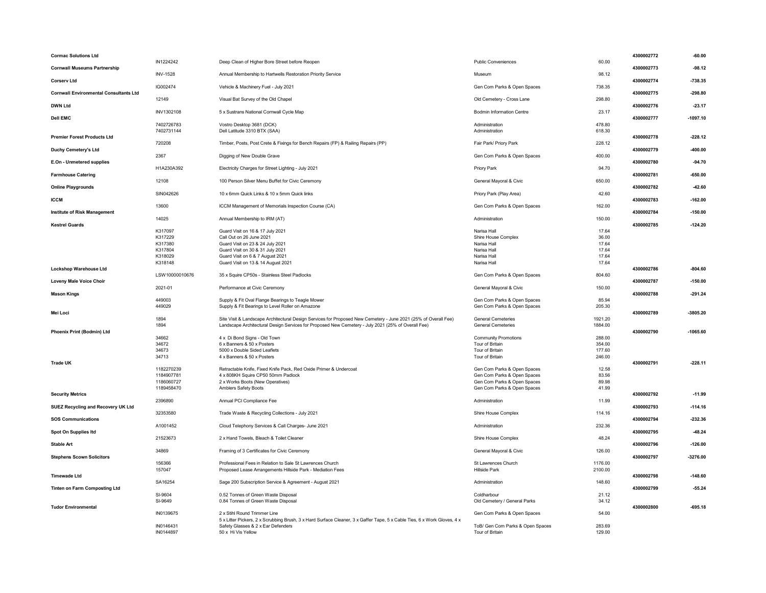| Supplier | Invoice | Description | Cost Centre | Amount | Reference | Total |
|---|---|---|---|---|---|---|
| **Cormac Solutions Ltd** | | | | | 4300002772 | -60.00 |
| | IN1224242 | Deep Clean of Higher Bore Street before Reopen | Public Conveniences | 60.00 | | |
| **Cornwall Museums Partnership** | | | | | 4300002773 | -98.12 |
| | INV-1528 | Annual Membership to Hartwells Restoration Priority Service | Museum | 98.12 | | |
| **Corserv Ltd** | | | | | 4300002774 | -738.35 |
| | IG002474 | Vehicle & Machinery Fuel - July 2021 | Gen Com Parks & Open Spaces | 738.35 | | |
| **Cornwall Environmental Consultants Ltd** | | | | | 4300002775 | -298.80 |
| | 12149 | Visual Bat Survey of the Old Chapel | Old Cemetery - Cross Lane | 298.80 | | |
| **DWN Ltd** | | | | | 4300002776 | -23.17 |
| | INV1302108 | 5 x Sustrans National Cornwall Cycle Map | Bodmin Information Centre | 23.17 | | |
| **Dell EMC** | | | | | 4300002777 | -1097.10 |
| | 7402726783 | Vostro Desktop 3681 (DCK) | Administration | 478.80 | | |
| | 7402731144 | Dell Latitude 3310 BTX (SAA) | Administration | 618.30 | | |
| **Premier Forest Products Ltd** | | | | | 4300002778 | -228.12 |
| | 720208 | Timber, Posts, Post Crete & Fixings for Bench Repairs (FP) & Railing Repairs (PP) | Fair Park/ Priory Park | 228.12 | | |
| **Duchy Cemetery's Ltd** | | | | | 4300002779 | -400.00 |
| | 2367 | Digging of New Double Grave | Gen Com Parks & Open Spaces | 400.00 | | |
| **E.On - Unmetered supplies** | | | | | 4300002780 | -94.70 |
| | H1A230A392 | Electricity Charges for Street Lighting - July 2021 | Priory Park | 94.70 | | |
| **Farmhouse Catering** | | | | | 4300002781 | -650.00 |
| | 12108 | 100 Person Silver Menu Buffet for Civic Ceremony | General Mayoral & Civic | 650.00 | | |
| **Online Playgrounds** | | | | | 4300002782 | -42.60 |
| | SIN042626 | 10 x 6mm Quick Links & 10 x 5mm Quick links | Priory Park (Play Area) | 42.60 | | |
| **ICCM** | | | | | 4300002783 | -162.00 |
| | 13600 | ICCM Management of Memorials Inspection Course (CA) | Gen Com Parks & Open Spaces | 162.00 | | |
| **Institute of Risk Management** | | | | | 4300002784 | -150.00 |
| | 14025 | Annual Membership to IRM (AT) | Administration | 150.00 | | |
| **Kestrel Guards** | | | | | 4300002785 | -124.20 |
| | K317097 | Guard Visit on 16 & 17 July 2021 | Narisa Hall | 17.64 | | |
| | K317229 | Call Out on 26 June 2021 | Shire House Complex | 36.00 | | |
| | K317380 | Guard Visit on 23 & 24 July 2021 | Narisa Hall | 17.64 | | |
| | K317804 | Guard Visit on 30 & 31 July 2021 | Narisa Hall | 17.64 | | |
| | K318029 | Guard Visit on 6 & 7 August 2021 | Narisa Hall | 17.64 | | |
| | K318148 | Guard Visit on 13 & 14 August 2021 | Narisa Hall | 17.64 | | |
| **Lockshop Warehouse Ltd** | | | | | 4300002786 | -804.60 |
| | LSW10000010676 | 35 x Squire CP50s - Stainless Steel Padlocks | Gen Com Parks & Open Spaces | 804.60 | | |
| **Loveny Male Voice Choir** | | | | | 4300002787 | -150.00 |
| | 2021-01 | Performance at Civic Ceremony | General Mayoral & Civic | 150.00 | | |
| **Mason Kings** | | | | | 4300002788 | -291.24 |
| | 449003 | Supply & Fit Oval Flange Bearings to Teagle Mower | Gen Com Parks & Open Spaces | 85.94 | | |
| | 449029 | Supply & Fit Bearings to Level Roller on Amazone | Gen Com Parks & Open Spaces | 205.30 | | |
| **Mei Loci** | | | | | 4300002789 | -3805.20 |
| | 1894 | Site Visit & Landscape Architectural Design Services for Proposed New Cemetery - June 2021 (25% of Overall Fee) | General Cemeteries | 1921.20 | | |
| | 1894 | Landscape Architectural Design Services for Proposed New Cemetery - July 2021 (25% of Overall Fee) | General Cemeteries | 1884.00 | | |
| **Phoenix Print (Bodmin) Ltd** | | | | | 4300002790 | -1065.60 |
| | 34662 | 4 x Di Bond Signs - Old Town | Community Promotions | 288.00 | | |
| | 34672 | 6 x Banners & 50 x Posters | Tour of Britain | 354.00 | | |
| | 34673 | 5000 x Double Sided Leaflets | Tour of Britain | 177.60 | | |
| | 34713 | 4 x Banners & 50 x Posters | Tour of Britain | 246.00 | | |
| **Trade UK** | | | | | 4300002791 | -228.11 |
| | 1182270239 | Retractable Knife, Fixed Knife Pack, Red Oxide Primer & Undercoat | Gen Com Parks & Open Spaces | 12.58 | | |
| | 1184907781 | 4 x 808KH Squire CP50 50mm Padlock | Gen Com Parks & Open Spaces | 83.56 | | |
| | 1186060727 | 2 x Works Boots (New Operatives) | Gen Com Parks & Open Spaces | 89.98 | | |
| | 1189458470 | Amblers Safety Boots | Gen Com Parks & Open Spaces | 41.99 | | |
| **Security Metrics** | | | | | 4300002792 | -11.99 |
| | 2396890 | Annual PCI Compliance Fee | Administration | 11.99 | | |
| **SUEZ Recycling and Recovery UK Ltd** | | | | | 4300002793 | -114.16 |
| | 32353580 | Trade Waste & Recycling Collections - July 2021 | Shire House Complex | 114.16 | | |
| **SOS Communications** | | | | | 4300002794 | -232.36 |
| | A1001452 | Cloud Telephony Services & Call Charges- June 2021 | Administration | 232.36 | | |
| **Spot On Supplies ltd** | | | | | 4300002795 | -48.24 |
| | 21523673 | 2 x Hand Towels, Bleach & Toilet Cleaner | Shire House Complex | 48.24 | | |
| **Stable Art** | | | | | 4300002796 | -126.00 |
| | 34869 | Framing of 3 Certificates for Civic Ceremony | General Mayoral & Civic | 126.00 | | |
| **Stephens Scown Solicitors** | | | | | 4300002797 | -3276.00 |
| | 156366 | Professional Fees in Relation to Sale St Lawrences Church | St Lawrences Church | 1176.00 | | |
| | 157047 | Proposed Lease Arrangements Hillside Park - Mediation Fees | Hillside Park | 2100.00 | | |
| **Timewade Ltd** | | | | | 4300002798 | -148.60 |
| | SA16254 | Sage 200 Subscription Service & Agreement - August 2021 | Administration | 148.60 | | |
| **Tinten on Farm Composting Ltd** | | | | | 4300002799 | -55.24 |
| | SI-9604 | 0.52 Tonnes of Green Waste Disposal | Coldharbour | 21.12 | | |
| | SI-9649 | 0.84 Tonnes of Green Waste Disposal | Old Cemetery / General Parks | 34.12 | | |
| **Tudor Environmental** | | | | | 4300002800 | -695.18 |
| | IN0139675 | 2 x Stihl Round Trimmer Line | Gen Com Parks & Open Spaces | 54.00 | | |
| | IN0146431 | 5 x Litter Pickers, 2 x Scrubbing Brush, 3 x Hard Surface Cleaner, 3 x Gaffer Tape, 5 x Cable Ties, 6 x Work Gloves, 4 x Safety Glasses & 2 x Ear Defenders | ToB/ Gen Com Parks & Open Spaces | 283.69 | | |
| | IN0144897 | 50 x Hi Vis Yellow | Tour of Britain | 129.00 | | |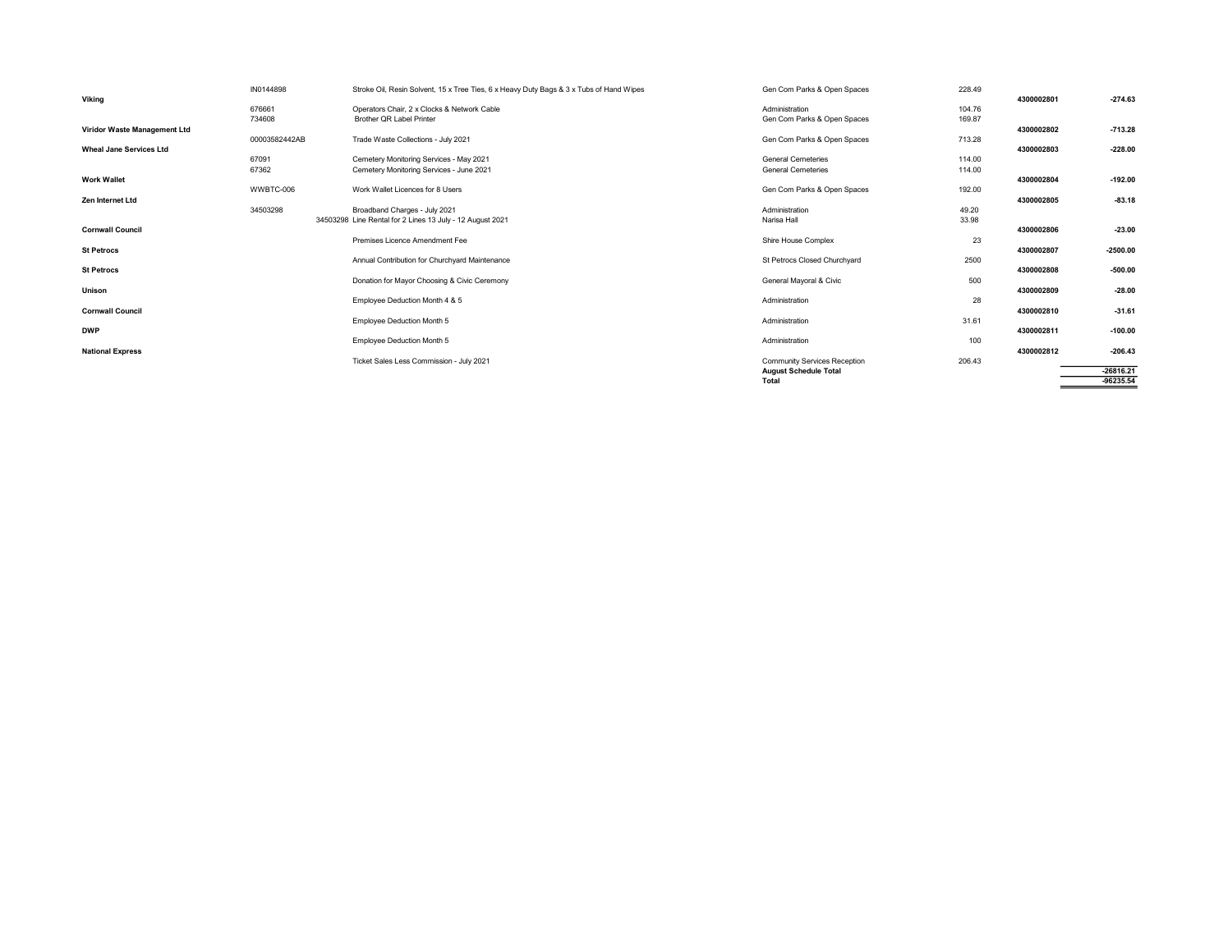| | | | | | | |
|---|---|---|---|---|---|---|
| | IN0144898 | Stroke Oil, Resin Solvent, 15 x Tree Ties, 6 x Heavy Duty Bags & 3 x Tubs of Hand Wipes | Gen Com Parks & Open Spaces | 228.49 | | |
| **Viking** | | | | | **4300002801** | **-274.63** |
| | 676661 | Operators Chair, 2 x Clocks & Network Cable | Administration | 104.76 | | |
| | 734608 | Brother QR Label Printer | Gen Com Parks & Open Spaces | 169.87 | | |
| **Viridor Waste Management Ltd** | | | | | **4300002802** | **-713.28** |
| | 00003582442AB | Trade Waste Collections - July 2021 | Gen Com Parks & Open Spaces | 713.28 | | |
| **Wheal Jane Services Ltd** | | | | | **4300002803** | **-228.00** |
| | 67091 | Cemetery Monitoring Services - May 2021 | General Cemeteries | 114.00 | | |
| | 67362 | Cemetery Monitoring Services - June 2021 | General Cemeteries | 114.00 | | |
| **Work Wallet** | | | | | **4300002804** | **-192.00** |
| | WWBTC-006 | Work Wallet Licences for 8 Users | Gen Com Parks & Open Spaces | 192.00 | | |
| **Zen Internet Ltd** | | | | | **4300002805** | **-83.18** |
| | 34503298 | Broadband Charges - July 2021 | Administration | 49.20 | | |
| | | 34503298 Line Rental for 2 Lines 13 July - 12 August 2021 | Narisa Hall | 33.98 | | |
| **Cornwall Council** | | | | | **4300002806** | **-23.00** |
| | | Premises Licence Amendment Fee | Shire House Complex | 23 | | |
| **St Petrocs** | | | | | **4300002807** | **-2500.00** |
| | | Annual Contribution for Churchyard Maintenance | St Petrocs Closed Churchyard | 2500 | | |
| **St Petrocs** | | | | | **4300002808** | **-500.00** |
| | | Donation for Mayor Choosing & Civic Ceremony | General Mayoral & Civic | 500 | | |
| **Unison** | | | | | **4300002809** | **-28.00** |
| | | Employee Deduction Month 4 & 5 | Administration | 28 | | |
| **Cornwall Council** | | | | | **4300002810** | **-31.61** |
| | | Employee Deduction Month 5 | Administration | 31.61 | | |
| **DWP** | | | | | **4300002811** | **-100.00** |
| | | Employee Deduction Month 5 | Administration | 100 | | |
| **National Express** | | | | | **4300002812** | **-206.43** |
| | | Ticket Sales Less Commission - July 2021 | Community Services Reception | 206.43 | | |
| | | | **August Schedule Total** | | | **-26816.21** |
| | | | **Total** | | | **-96235.54** |